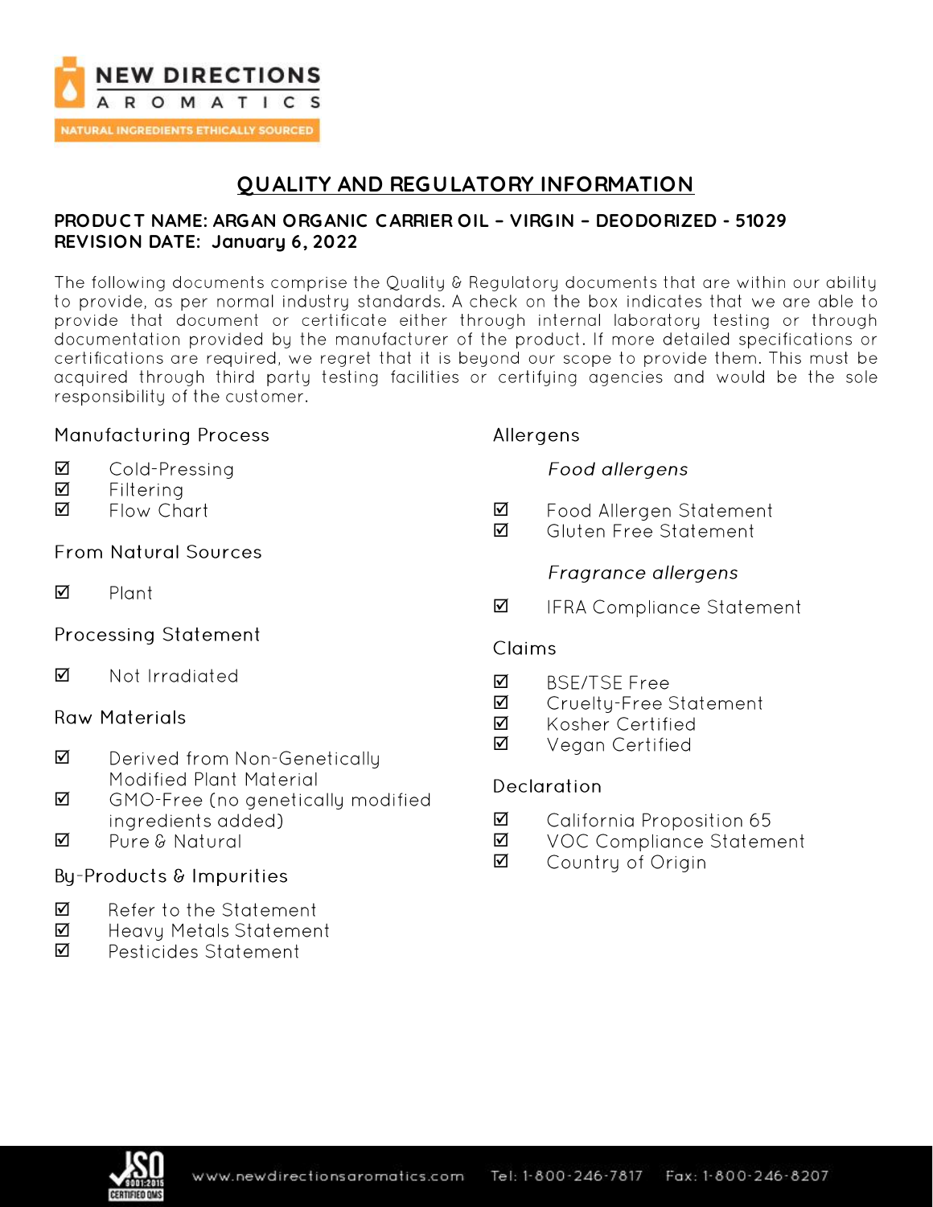# QUALITY AND REGULATORY INFORMATION

**PRODUCT NAME: ARGAN ORGANIC CARRIER OIL – VIRGIN – DEODORIZED - 51029**
**REVISION DATE: January 6, 2022**

The following documents comprise the Quality & Regulatory documents that are within our ability to provide, as per normal industry standards. A check on the box indicates that we are able to provide that document or certificate either through internal laboratory testing or through documentation provided by the manufacturer of the product. If more detailed specifications or certifications are required, we regret that it is beyond our scope to provide them. This must be acquired through third party testing facilities or certifying agencies and would be the sole responsibility of the customer.

## Manufacturing Process

- ☑ Cold-Pressing
- ☑ Filtering
- ☑ Flow Chart

## From Natural Sources

- ☑ Plant

## Processing Statement

- ☑ Not Irradiated

## Raw Materials

- ☑ Derived from Non-Genetically Modified Plant Material
- ☑ GMO-Free (no genetically modified ingredients added)
- ☑ Pure & Natural

## By-Products & Impurities

- ☑ Refer to the Statement
- ☑ Heavy Metals Statement
- ☑ Pesticides Statement

## Allergens

*Food allergens*

- ☑ Food Allergen Statement
- ☑ Gluten Free Statement

*Fragrance allergens*

- ☑ IFRA Compliance Statement

## Claims

- ☑ BSE/TSE Free
- ☑ Cruelty-Free Statement
- ☑ Kosher Certified
- ☑ Vegan Certified

## Declaration

- ☑ California Proposition 65
- ☑ VOC Compliance Statement
- ☑ Country of Origin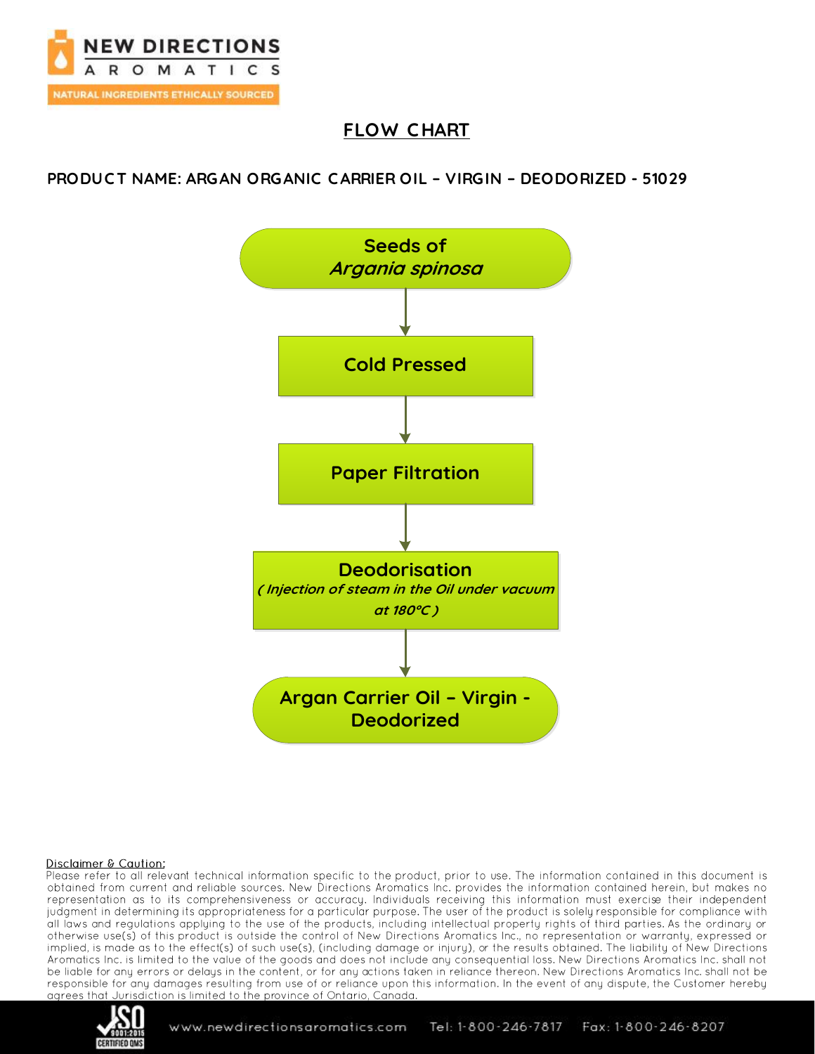# FLOW CHART

**PRODUCT NAME: ARGAN ORGANIC CARRIER OIL – VIRGIN – DEODORIZED - 51029**

**Seeds of *Argania spinosa***

↓

**Cold Pressed**

↓

**Paper Filtration**

↓

**Deodorisation**
***( Injection of steam in the Oil under vacuum at 180°C )***

↓

**Argan Carrier Oil – Virgin - Deodorized**

Disclaimer & Caution:

Please refer to all relevant technical information specific to the product, prior to use. The information contained in this document is obtained from current and reliable sources. New Directions Aromatics Inc. provides the information contained herein, but makes no representation as to its comprehensiveness or accuracy. Individuals receiving this information must exercise their independent judgment in determining its appropriateness for a particular purpose. The user of the product is solely responsible for compliance with all laws and regulations applying to the use of the products, including intellectual property rights of third parties. As the ordinary or otherwise use(s) of this product is outside the control of New Directions Aromatics Inc., no representation or warranty, expressed or implied, is made as to the effect(s) of such use(s), (including damage or injury), or the results obtained. The liability of New Directions Aromatics Inc. is limited to the value of the goods and does not include any consequential loss. New Directions Aromatics Inc. shall not be liable for any errors or delays in the content, or for any actions taken in reliance thereon. New Directions Aromatics Inc. shall not be responsible for any damages resulting from use of or reliance upon this information. In the event of any dispute, the Customer hereby agrees that Jurisdiction is limited to the province of Ontario, Canada.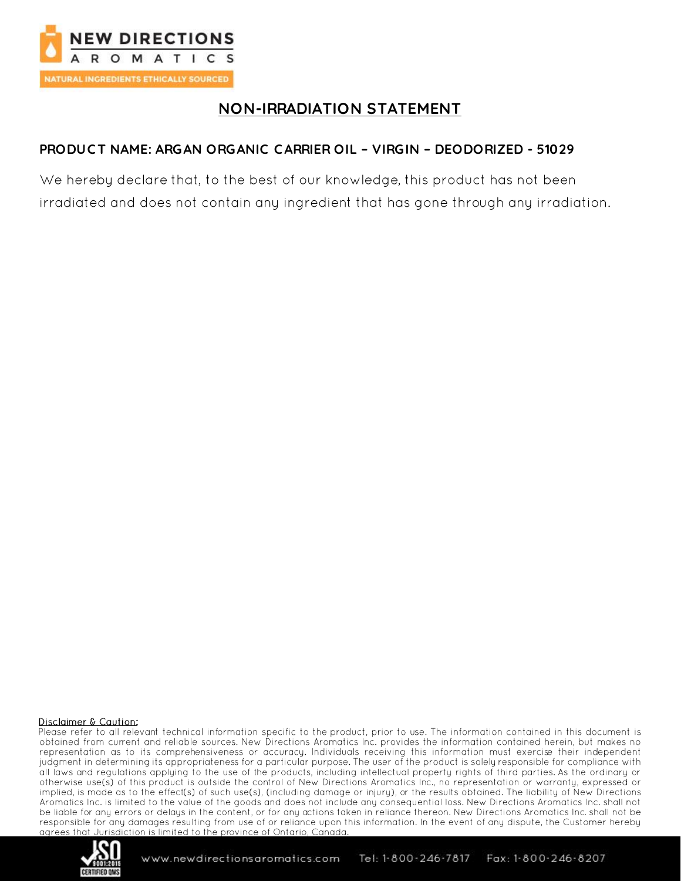# NON-IRRADIATION STATEMENT

**PRODUCT NAME: ARGAN ORGANIC CARRIER OIL – VIRGIN – DEODORIZED - 51029**

We hereby declare that, to the best of our knowledge, this product has not been irradiated and does not contain any ingredient that has gone through any irradiation.

Disclaimer & Caution:

Please refer to all relevant technical information specific to the product, prior to use. The information contained in this document is obtained from current and reliable sources. New Directions Aromatics Inc. provides the information contained herein, but makes no representation as to its comprehensiveness or accuracy. Individuals receiving this information must exercise their independent judgment in determining its appropriateness for a particular purpose. The user of the product is solely responsible for compliance with all laws and regulations applying to the use of the products, including intellectual property rights of third parties. As the ordinary or otherwise use(s) of this product is outside the control of New Directions Aromatics Inc., no representation or warranty, expressed or implied, is made as to the effect(s) of such use(s), (including damage or injury), or the results obtained. The liability of New Directions Aromatics Inc. is limited to the value of the goods and does not include any consequential loss. New Directions Aromatics Inc. shall not be liable for any errors or delays in the content, or for any actions taken in reliance thereon. New Directions Aromatics Inc. shall not be responsible for any damages resulting from use of or reliance upon this information. In the event of any dispute, the Customer hereby agrees that Jurisdiction is limited to the province of Ontario, Canada.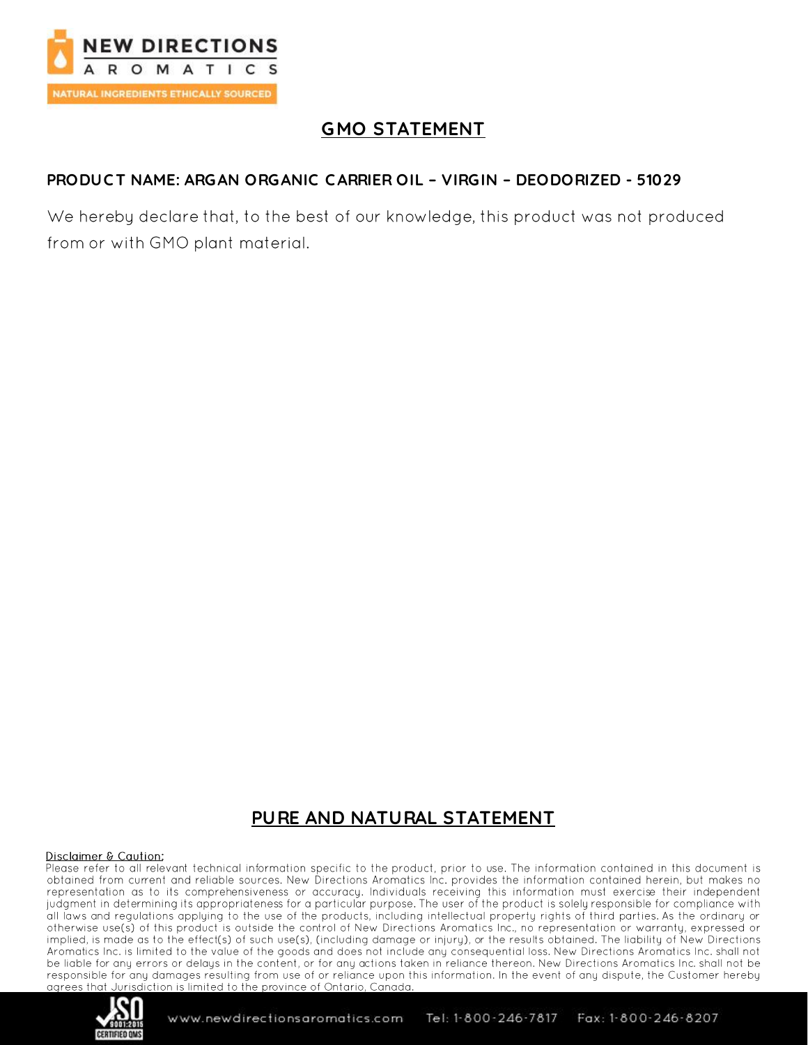## GMO STATEMENT

**PRODUCT NAME: ARGAN ORGANIC CARRIER OIL – VIRGIN – DEODORIZED - 51029**

We hereby declare that, to the best of our knowledge, this product was not produced from or with GMO plant material.

## PURE AND NATURAL STATEMENT

Disclaimer & Caution:
Please refer to all relevant technical information specific to the product, prior to use. The information contained in this document is obtained from current and reliable sources. New Directions Aromatics Inc. provides the information contained herein, but makes no representation as to its comprehensiveness or accuracy. Individuals receiving this information must exercise their independent judgment in determining its appropriateness for a particular purpose. The user of the product is solely responsible for compliance with all laws and regulations applying to the use of the products, including intellectual property rights of third parties. As the ordinary or otherwise use(s) of this product is outside the control of New Directions Aromatics Inc., no representation or warranty, expressed or implied, is made as to the effect(s) of such use(s), (including damage or injury), or the results obtained. The liability of New Directions Aromatics Inc. is limited to the value of the goods and does not include any consequential loss. New Directions Aromatics Inc. shall not be liable for any errors or delays in the content, or for any actions taken in reliance thereon. New Directions Aromatics Inc. shall not be responsible for any damages resulting from use of or reliance upon this information. In the event of any dispute, the Customer hereby agrees that Jurisdiction is limited to the province of Ontario, Canada.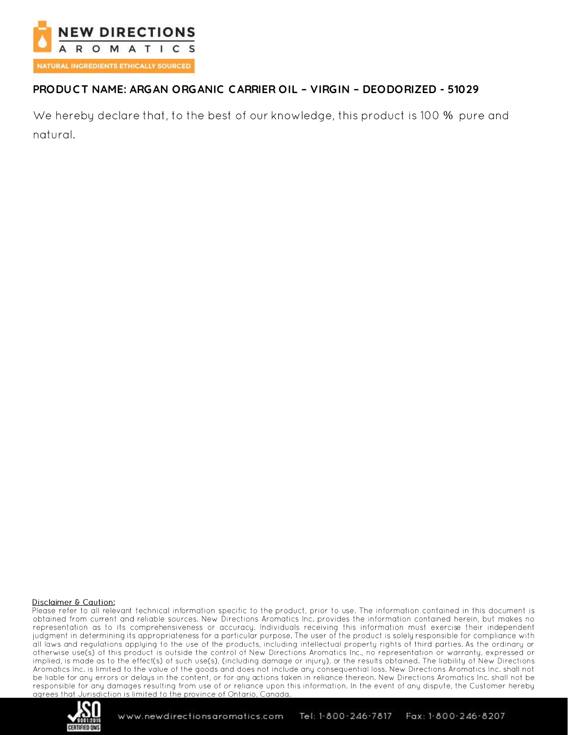**PRODUCT NAME: ARGAN ORGANIC CARRIER OIL – VIRGIN – DEODORIZED - 51029**

We hereby declare that, to the best of our knowledge, this product is 100 % pure and natural.

**Disclaimer & Caution:**

Please refer to all relevant technical information specific to the product, prior to use. The information contained in this document is obtained from current and reliable sources. New Directions Aromatics Inc. provides the information contained herein, but makes no representation as to its comprehensiveness or accuracy. Individuals receiving this information must exercise their independent judgment in determining its appropriateness for a particular purpose. The user of the product is solely responsible for compliance with all laws and regulations applying to the use of the products, including intellectual property rights of third parties. As the ordinary or otherwise use(s) of this product is outside the control of New Directions Aromatics Inc., no representation or warranty, expressed or implied, is made as to the effect(s) of such use(s), (including damage or injury), or the results obtained. The liability of New Directions Aromatics Inc. is limited to the value of the goods and does not include any consequential loss. New Directions Aromatics Inc. shall not be liable for any errors or delays in the content, or for any actions taken in reliance thereon. New Directions Aromatics Inc. shall not be responsible for any damages resulting from use of or reliance upon this information. In the event of any dispute, the Customer hereby agrees that Jurisdiction is limited to the province of Ontario, Canada.

www.newdirectionsaromatics.com Tel: 1-800-246-7817 Fax: 1-800-246-8207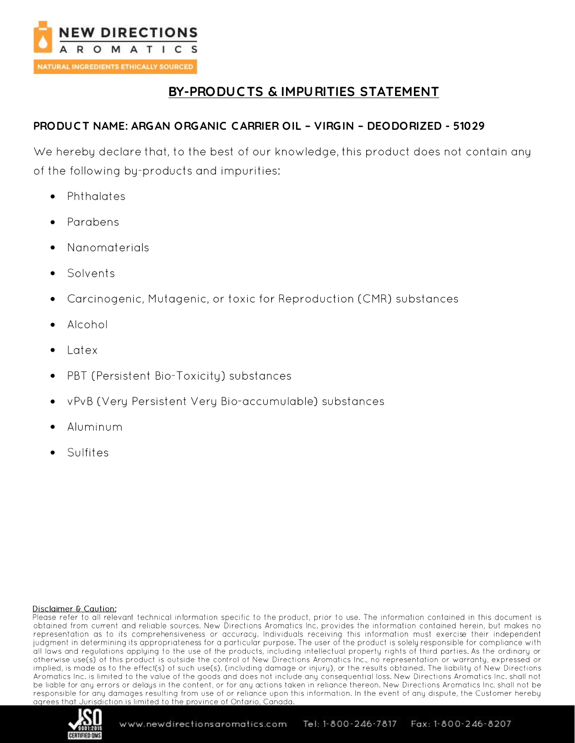# BY-PRODUCTS & IMPURITIES STATEMENT

**PRODUCT NAME: ARGAN ORGANIC CARRIER OIL – VIRGIN – DEODORIZED - 51029**

We hereby declare that, to the best of our knowledge, this product does not contain any of the following by-products and impurities:

- Phthalates
- Parabens
- Nanomaterials
- Solvents
- Carcinogenic, Mutagenic, or toxic for Reproduction (CMR) substances
- Alcohol
- Latex
- PBT (Persistent Bio-Toxicity) substances
- vPvB (Very Persistent Very Bio-accumulable) substances
- Aluminum
- Sulfites

Disclaimer & Caution:

Please refer to all relevant technical information specific to the product, prior to use. The information contained in this document is obtained from current and reliable sources. New Directions Aromatics Inc. provides the information contained herein, but makes no representation as to its comprehensiveness or accuracy. Individuals receiving this information must exercise their independent judgment in determining its appropriateness for a particular purpose. The user of the product is solely responsible for compliance with all laws and regulations applying to the use of the products, including intellectual property rights of third parties. As the ordinary or otherwise use(s) of this product is outside the control of New Directions Aromatics Inc., no representation or warranty, expressed or implied, is made as to the effect(s) of such use(s), (including damage or injury), or the results obtained. The liability of New Directions Aromatics Inc. is limited to the value of the goods and does not include any consequential loss. New Directions Aromatics Inc. shall not be liable for any errors or delays in the content, or for any actions taken in reliance thereon. New Directions Aromatics Inc. shall not be responsible for any damages resulting from use of or reliance upon this information. In the event of any dispute, the Customer hereby agrees that Jurisdiction is limited to the province of Ontario, Canada.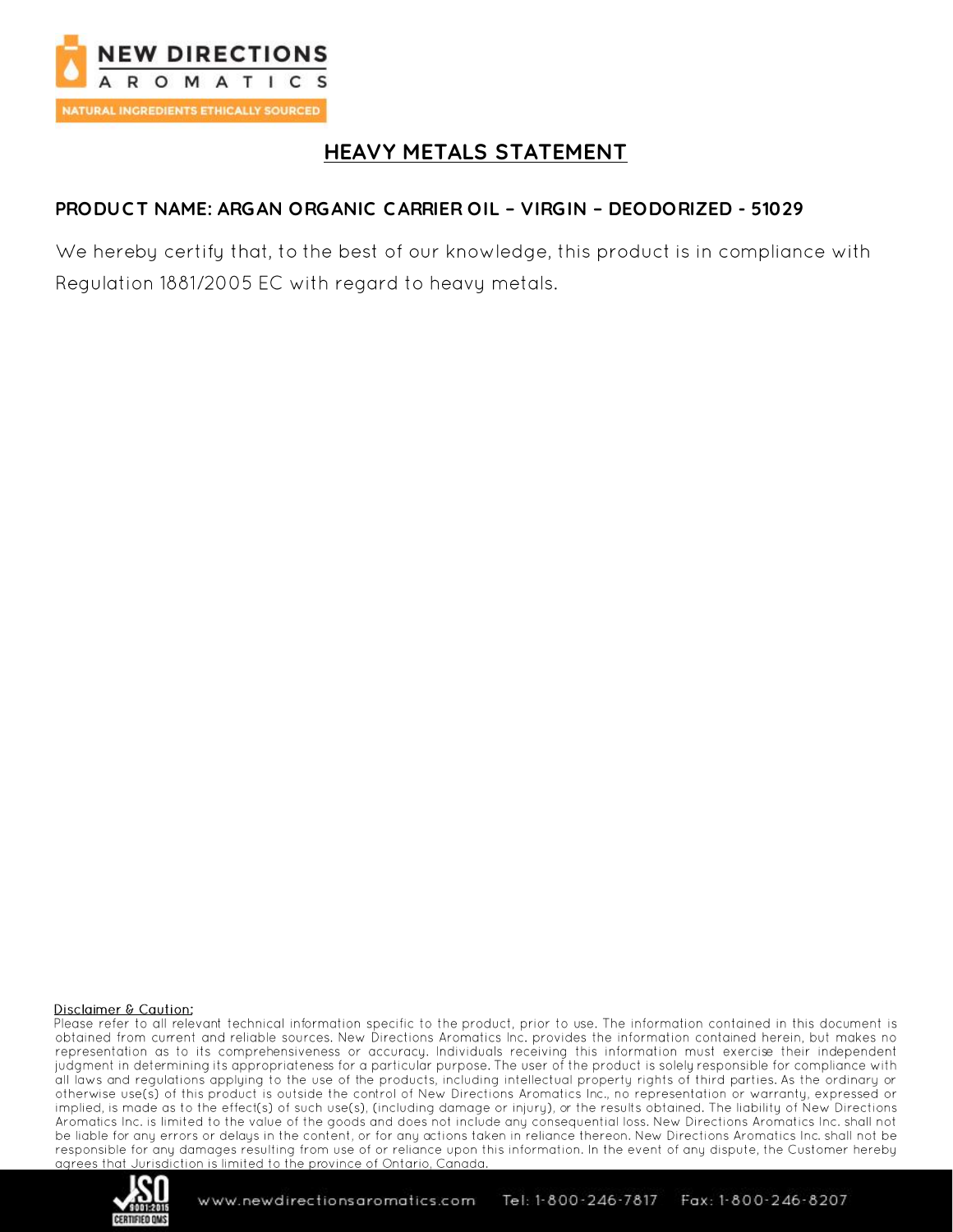# HEAVY METALS STATEMENT

**PRODUCT NAME: ARGAN ORGANIC CARRIER OIL – VIRGIN – DEODORIZED - 51029**

We hereby certify that, to the best of our knowledge, this product is in compliance with Regulation 1881/2005 EC with regard to heavy metals.

Disclaimer & Caution:

Please refer to all relevant technical information specific to the product, prior to use. The information contained in this document is obtained from current and reliable sources. New Directions Aromatics Inc. provides the information contained herein, but makes no representation as to its comprehensiveness or accuracy. Individuals receiving this information must exercise their independent judgment in determining its appropriateness for a particular purpose. The user of the product is solely responsible for compliance with all laws and regulations applying to the use of the products, including intellectual property rights of third parties. As the ordinary or otherwise use(s) of this product is outside the control of New Directions Aromatics Inc., no representation or warranty, expressed or implied, is made as to the effect(s) of such use(s), (including damage or injury), or the results obtained. The liability of New Directions Aromatics Inc. is limited to the value of the goods and does not include any consequential loss. New Directions Aromatics Inc. shall not be liable for any errors or delays in the content, or for any actions taken in reliance thereon. New Directions Aromatics Inc. shall not be responsible for any damages resulting from use of or reliance upon this information. In the event of any dispute, the Customer hereby agrees that Jurisdiction is limited to the province of Ontario, Canada.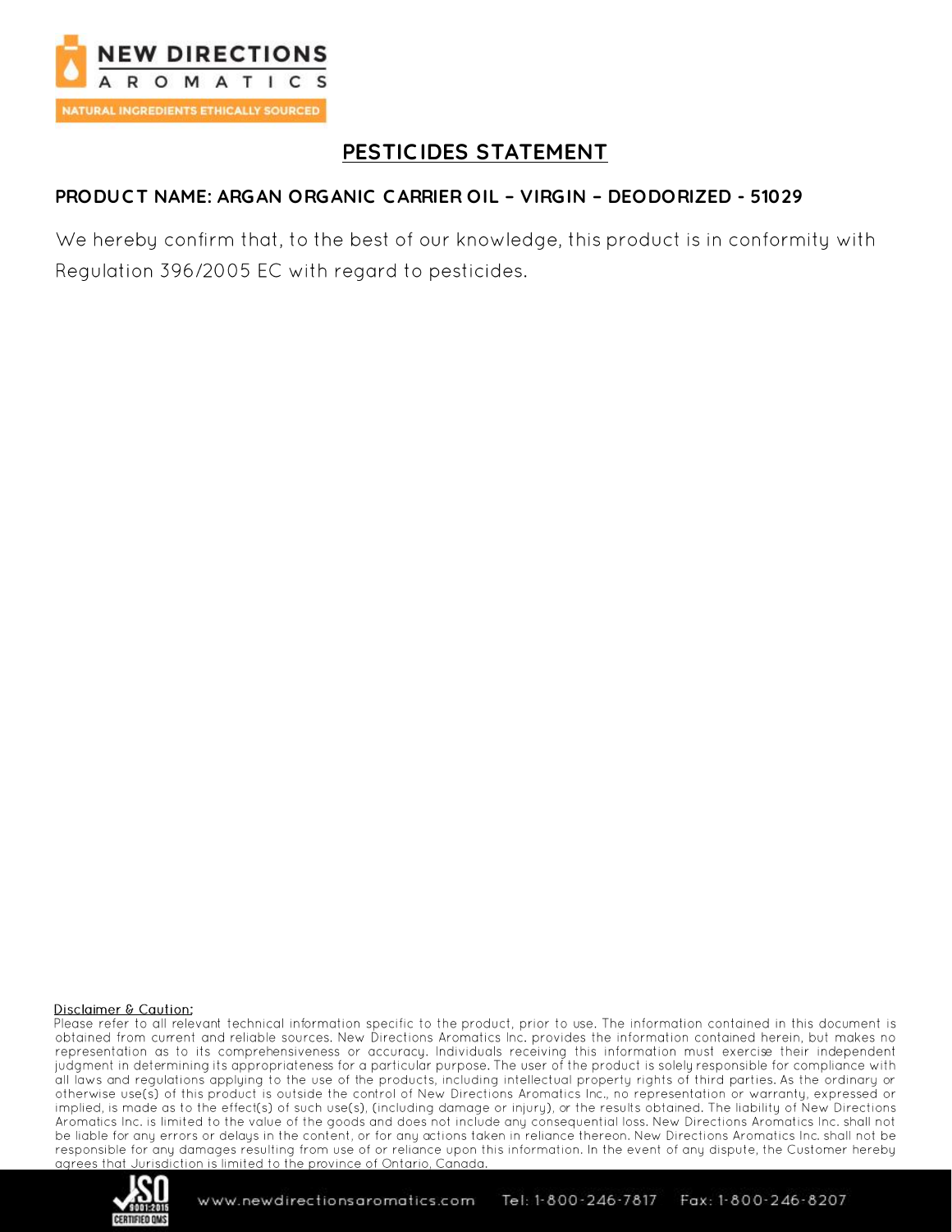# PESTICIDES STATEMENT

**PRODUCT NAME: ARGAN ORGANIC CARRIER OIL – VIRGIN – DEODORIZED - 51029**

We hereby confirm that, to the best of our knowledge, this product is in conformity with Regulation 396/2005 EC with regard to pesticides.

Disclaimer & Caution:

Please refer to all relevant technical information specific to the product, prior to use. The information contained in this document is obtained from current and reliable sources. New Directions Aromatics Inc. provides the information contained herein, but makes no representation as to its comprehensiveness or accuracy. Individuals receiving this information must exercise their independent judgment in determining its appropriateness for a particular purpose. The user of the product is solely responsible for compliance with all laws and regulations applying to the use of the products, including intellectual property rights of third parties. As the ordinary or otherwise use(s) of this product is outside the control of New Directions Aromatics Inc., no representation or warranty, expressed or implied, is made as to the effect(s) of such use(s), (including damage or injury), or the results obtained. The liability of New Directions Aromatics Inc. is limited to the value of the goods and does not include any consequential loss. New Directions Aromatics Inc. shall not be liable for any errors or delays in the content, or for any actions taken in reliance thereon. New Directions Aromatics Inc. shall not be responsible for any damages resulting from use of or reliance upon this information. In the event of any dispute, the Customer hereby agrees that Jurisdiction is limited to the province of Ontario, Canada.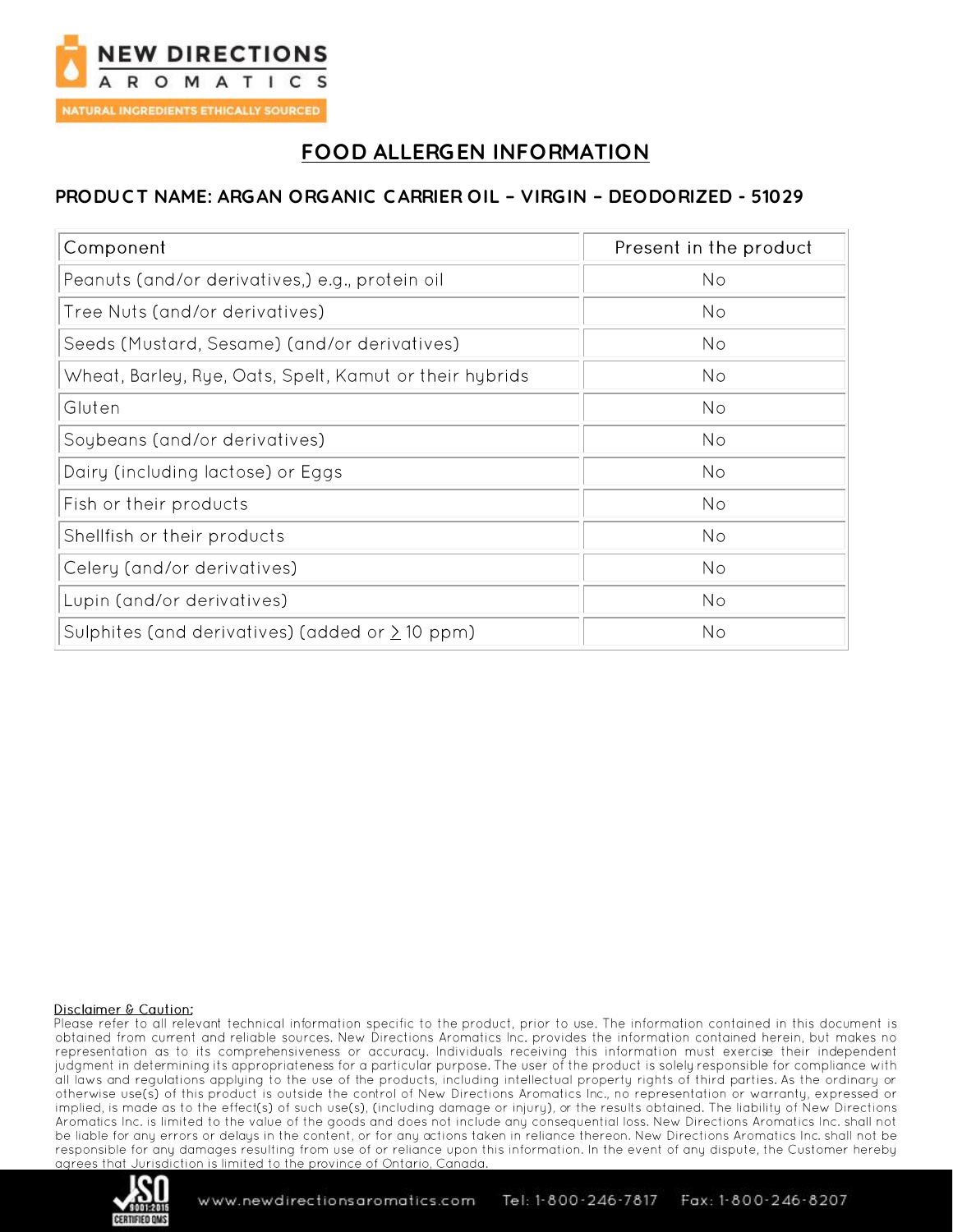NEW DIRECTIONS AROMATICS

NATURAL INGREDIENTS ETHICALLY SOURCED

# FOOD ALLERGEN INFORMATION

## PRODUCT NAME: ARGAN ORGANIC CARRIER OIL – VIRGIN – DEODORIZED - 51029

| Component | Present in the product |
|---|---|
| Peanuts (and/or derivatives,) e.g., protein oil | No |
| Tree Nuts (and/or derivatives) | No |
| Seeds (Mustard, Sesame) (and/or derivatives) | No |
| Wheat, Barley, Rye, Oats, Spelt, Kamut or their hybrids | No |
| Gluten | No |
| Soybeans (and/or derivatives) | No |
| Dairy (including lactose) or Eggs | No |
| Fish or their products | No |
| Shellfish or their products | No |
| Celery (and/or derivatives) | No |
| Lupin (and/or derivatives) | No |
| Sulphites (and derivatives) (added or $\geq$ 10 ppm) | No |

Disclaimer & Caution:

Please refer to all relevant technical information specific to the product, prior to use. The information contained in this document is obtained from current and reliable sources. New Directions Aromatics Inc. provides the information contained herein, but makes no representation as to its comprehensiveness or accuracy. Individuals receiving this information must exercise their independent judgment in determining its appropriateness for a particular purpose. The user of the product is solely responsible for compliance with all laws and regulations applying to the use of the products, including intellectual property rights of third parties. As the ordinary or otherwise use(s) of this product is outside the control of New Directions Aromatics Inc., no representation or warranty, expressed or implied, is made as to the effect(s) of such use(s), (including damage or injury), or the results obtained. The liability of New Directions Aromatics Inc. is limited to the value of the goods and does not include any consequential loss. New Directions Aromatics Inc. shall not be liable for any errors or delays in the content, or for any actions taken in reliance thereon. New Directions Aromatics Inc. shall not be responsible for any damages resulting from use of or reliance upon this information. In the event of any dispute, the Customer hereby agrees that Jurisdiction is limited to the province of Ontario, Canada.

www.newdirectionsaromatics.com Tel: 1-800-246-7817 Fax: 1-800-246-8207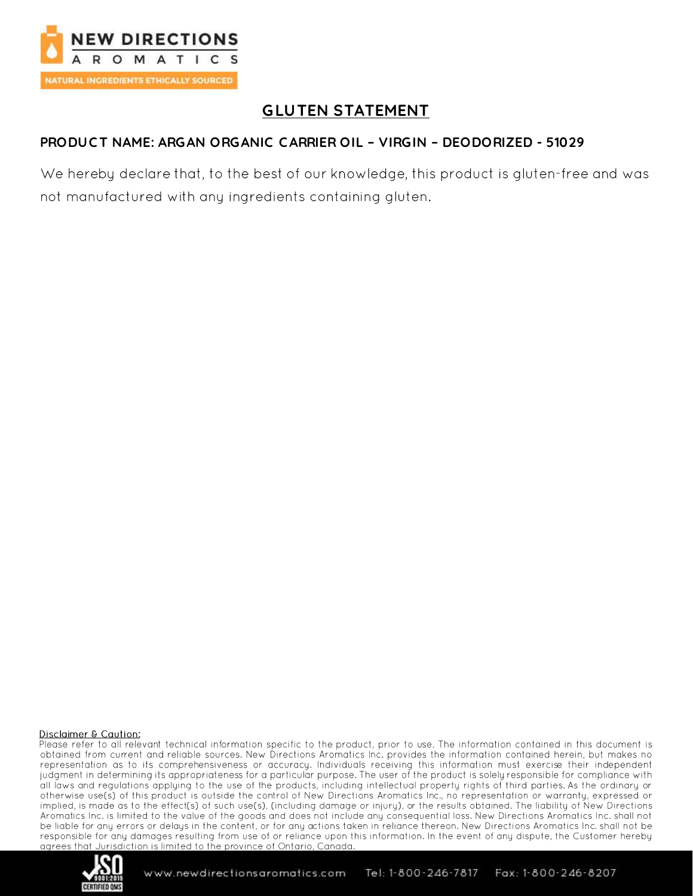# GLUTEN STATEMENT

**PRODUCT NAME: ARGAN ORGANIC CARRIER OIL – VIRGIN – DEODORIZED - 51029**

We hereby declare that, to the best of our knowledge, this product is gluten-free and was not manufactured with any ingredients containing gluten.

Disclaimer & Caution:

Please refer to all relevant technical information specific to the product, prior to use. The information contained in this document is obtained from current and reliable sources. New Directions Aromatics Inc. provides the information contained herein, but makes no representation as to its comprehensiveness or accuracy. Individuals receiving this information must exercise their independent judgment in determining its appropriateness for a particular purpose. The user of the product is solely responsible for compliance with all laws and regulations applying to the use of the products, including intellectual property rights of third parties. As the ordinary or otherwise use(s) of this product is outside the control of New Directions Aromatics Inc., no representation or warranty, expressed or implied, is made as to the effect(s) of such use(s), (including damage or injury), or the results obtained. The liability of New Directions Aromatics Inc. is limited to the value of the goods and does not include any consequential loss. New Directions Aromatics Inc. shall not be liable for any errors or delays in the content, or for any actions taken in reliance thereon. New Directions Aromatics Inc. shall not be responsible for any damages resulting from use of or reliance upon this information. In the event of any dispute, the Customer hereby agrees that Jurisdiction is limited to the province of Ontario, Canada.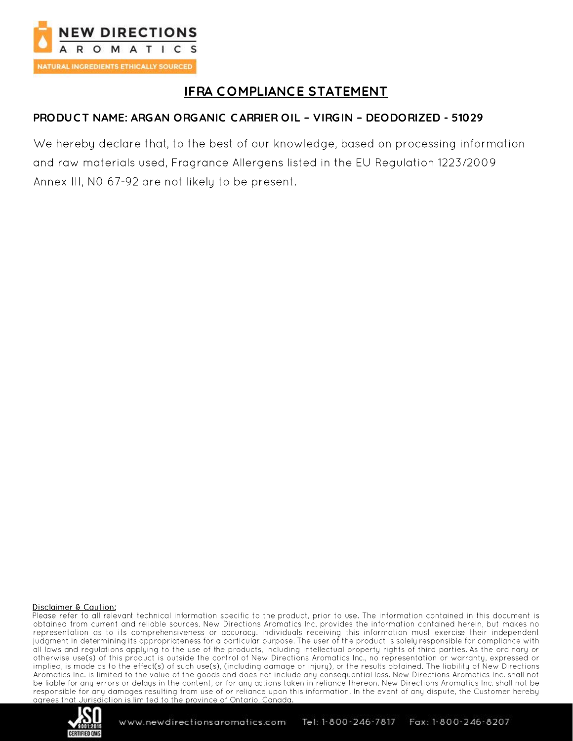# IFRA COMPLIANCE STATEMENT

## PRODUCT NAME: ARGAN ORGANIC CARRIER OIL – VIRGIN – DEODORIZED - 51029

We hereby declare that, to the best of our knowledge, based on processing information and raw materials used, Fragrance Allergens listed in the EU Regulation 1223/2009 Annex III, N0 67-92 are not likely to be present.

Disclaimer & Caution:

Please refer to all relevant technical information specific to the product, prior to use. The information contained in this document is obtained from current and reliable sources. New Directions Aromatics Inc. provides the information contained herein, but makes no representation as to its comprehensiveness or accuracy. Individuals receiving this information must exercise their independent judgment in determining its appropriateness for a particular purpose. The user of the product is solely responsible for compliance with all laws and regulations applying to the use of the products, including intellectual property rights of third parties. As the ordinary or otherwise use(s) of this product is outside the control of New Directions Aromatics Inc., no representation or warranty, expressed or implied, is made as to the effect(s) of such use(s), (including damage or injury), or the results obtained. The liability of New Directions Aromatics Inc. is limited to the value of the goods and does not include any consequential loss. New Directions Aromatics Inc. shall not be liable for any errors or delays in the content, or for any actions taken in reliance thereon. New Directions Aromatics Inc. shall not be responsible for any damages resulting from use of or reliance upon this information. In the event of any dispute, the Customer hereby agrees that Jurisdiction is limited to the province of Ontario, Canada.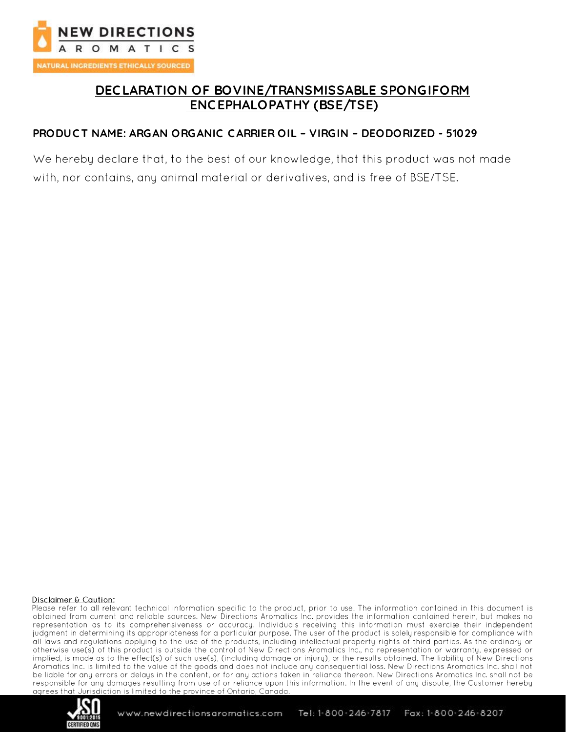# DECLARATION OF BOVINE/TRANSMISSABLE SPONGIFORM ENCEPHALOPATHY (BSE/TSE)

**PRODUCT NAME: ARGAN ORGANIC CARRIER OIL – VIRGIN – DEODORIZED - 51029**

We hereby declare that, to the best of our knowledge, that this product was not made with, nor contains, any animal material or derivatives, and is free of BSE/TSE.

Disclaimer & Caution:

Please refer to all relevant technical information specific to the product, prior to use. The information contained in this document is obtained from current and reliable sources. New Directions Aromatics Inc. provides the information contained herein, but makes no representation as to its comprehensiveness or accuracy. Individuals receiving this information must exercise their independent judgment in determining its appropriateness for a particular purpose. The user of the product is solely responsible for compliance with all laws and regulations applying to the use of the products, including intellectual property rights of third parties. As the ordinary or otherwise use(s) of this product is outside the control of New Directions Aromatics Inc., no representation or warranty, expressed or implied, is made as to the effect(s) of such use(s), (including damage or injury), or the results obtained. The liability of New Directions Aromatics Inc. is limited to the value of the goods and does not include any consequential loss. New Directions Aromatics Inc. shall not be liable for any errors or delays in the content, or for any actions taken in reliance thereon. New Directions Aromatics Inc. shall not be responsible for any damages resulting from use of or reliance upon this information. In the event of any dispute, the Customer hereby agrees that Jurisdiction is limited to the province of Ontario, Canada.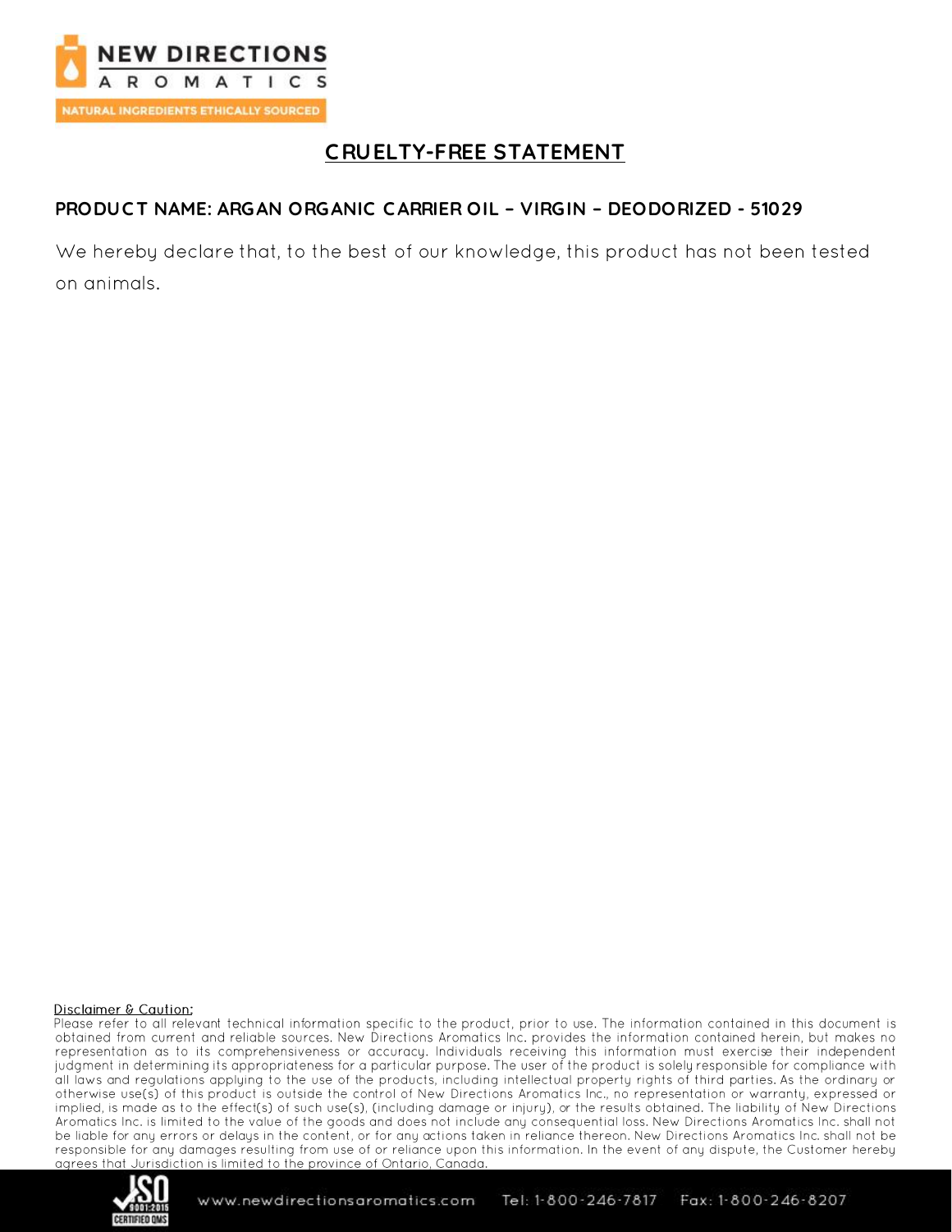# CRUELTY-FREE STATEMENT

**PRODUCT NAME: ARGAN ORGANIC CARRIER OIL – VIRGIN – DEODORIZED - 51029**

We hereby declare that, to the best of our knowledge, this product has not been tested on animals.

Disclaimer & Caution:

Please refer to all relevant technical information specific to the product, prior to use. The information contained in this document is obtained from current and reliable sources. New Directions Aromatics Inc. provides the information contained herein, but makes no representation as to its comprehensiveness or accuracy. Individuals receiving this information must exercise their independent judgment in determining its appropriateness for a particular purpose. The user of the product is solely responsible for compliance with all laws and regulations applying to the use of the products, including intellectual property rights of third parties. As the ordinary or otherwise use(s) of this product is outside the control of New Directions Aromatics Inc., no representation or warranty, expressed or implied, is made as to the effect(s) of such use(s), (including damage or injury), or the results obtained. The liability of New Directions Aromatics Inc. is limited to the value of the goods and does not include any consequential loss. New Directions Aromatics Inc. shall not be liable for any errors or delays in the content, or for any actions taken in reliance thereon. New Directions Aromatics Inc. shall not be responsible for any damages resulting from use of or reliance upon this information. In the event of any dispute, the Customer hereby agrees that Jurisdiction is limited to the province of Ontario, Canada.

www.newdirectionsaromatics.com Tel: 1-800-246-7817 Fax: 1-800-246-8207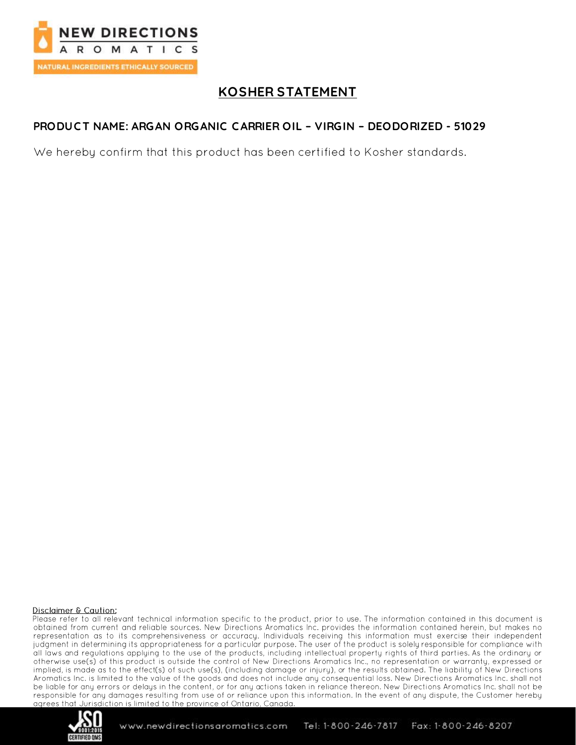# KOSHER STATEMENT

**PRODUCT NAME: ARGAN ORGANIC CARRIER OIL – VIRGIN – DEODORIZED - 51029**

We hereby confirm that this product has been certified to Kosher standards.

Disclaimer & Caution:

Please refer to all relevant technical information specific to the product, prior to use. The information contained in this document is obtained from current and reliable sources. New Directions Aromatics Inc. provides the information contained herein, but makes no representation as to its comprehensiveness or accuracy. Individuals receiving this information must exercise their independent judgment in determining its appropriateness for a particular purpose. The user of the product is solely responsible for compliance with all laws and regulations applying to the use of the products, including intellectual property rights of third parties. As the ordinary or otherwise use(s) of this product is outside the control of New Directions Aromatics Inc., no representation or warranty, expressed or implied, is made as to the effect(s) of such use(s), (including damage or injury), or the results obtained. The liability of New Directions Aromatics Inc. is limited to the value of the goods and does not include any consequential loss. New Directions Aromatics Inc. shall not be liable for any errors or delays in the content, or for any actions taken in reliance thereon. New Directions Aromatics Inc. shall not be responsible for any damages resulting from use of or reliance upon this information. In the event of any dispute, the Customer hereby agrees that Jurisdiction is limited to the province of Ontario, Canada.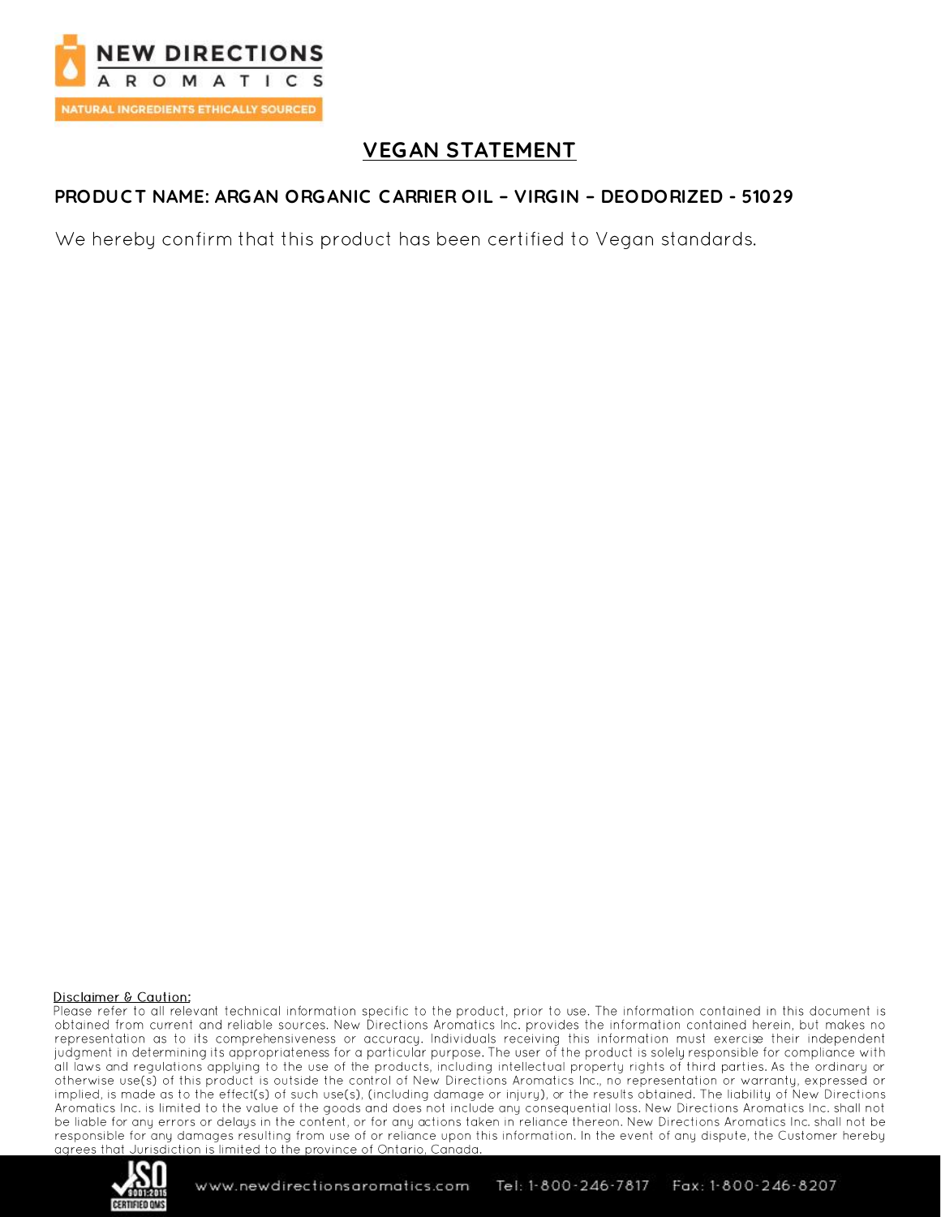# VEGAN STATEMENT

## PRODUCT NAME: ARGAN ORGANIC CARRIER OIL – VIRGIN – DEODORIZED - 51029

We hereby confirm that this product has been certified to Vegan standards.

Disclaimer & Caution:

Please refer to all relevant technical information specific to the product, prior to use. The information contained in this document is obtained from current and reliable sources. New Directions Aromatics Inc. provides the information contained herein, but makes no representation as to its comprehensiveness or accuracy. Individuals receiving this information must exercise their independent judgment in determining its appropriateness for a particular purpose. The user of the product is solely responsible for compliance with all laws and regulations applying to the use of the products, including intellectual property rights of third parties. As the ordinary or otherwise use(s) of this product is outside the control of New Directions Aromatics Inc., no representation or warranty, expressed or implied, is made as to the effect(s) of such use(s), (including damage or injury), or the results obtained. The liability of New Directions Aromatics Inc. is limited to the value of the goods and does not include any consequential loss. New Directions Aromatics Inc. shall not be liable for any errors or delays in the content, or for any actions taken in reliance thereon. New Directions Aromatics Inc. shall not be responsible for any damages resulting from use of or reliance upon this information. In the event of any dispute, the Customer hereby agrees that Jurisdiction is limited to the province of Ontario, Canada.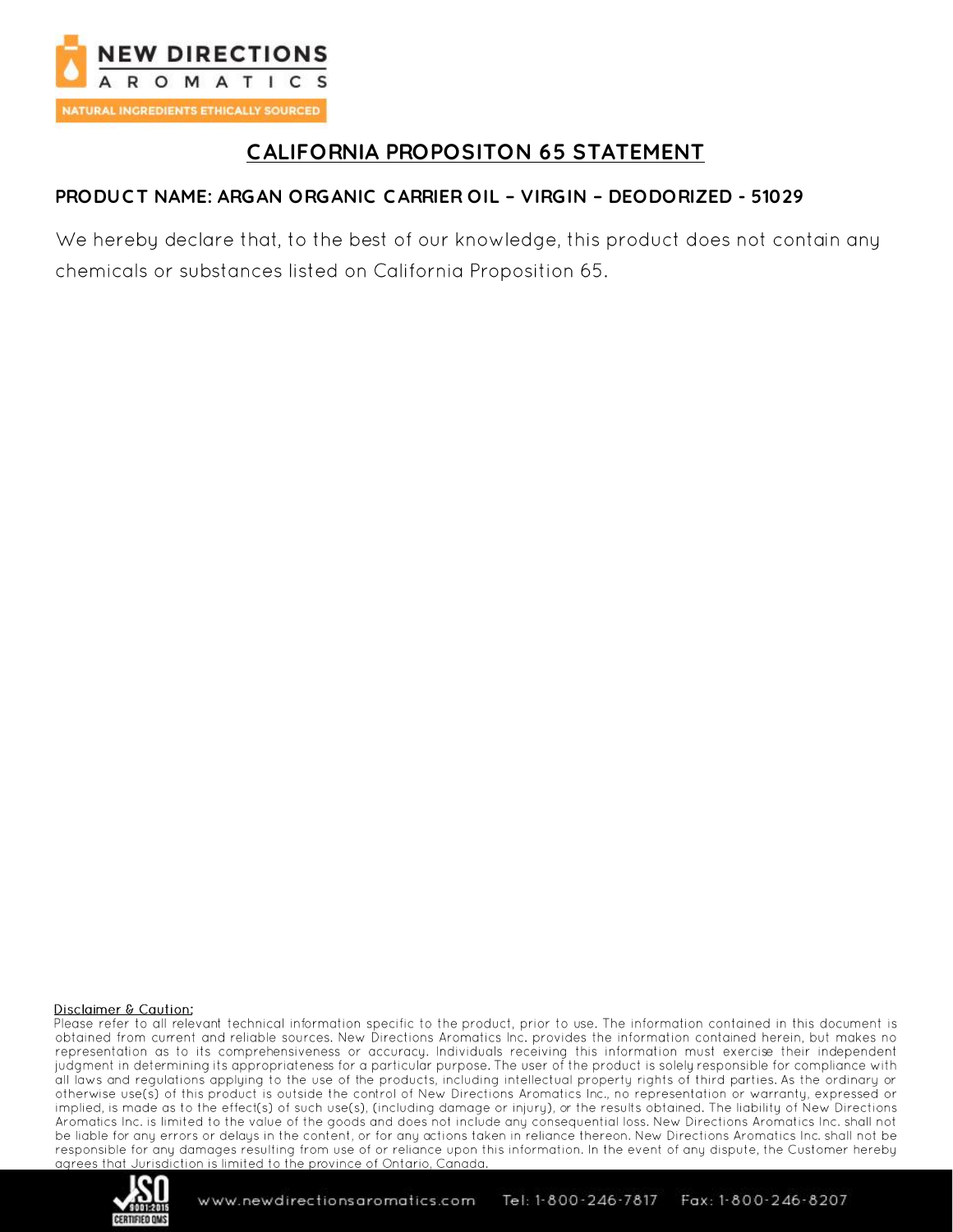# CALIFORNIA PROPOSITON 65 STATEMENT

**PRODUCT NAME: ARGAN ORGANIC CARRIER OIL – VIRGIN – DEODORIZED - 51029**

We hereby declare that, to the best of our knowledge, this product does not contain any chemicals or substances listed on California Proposition 65.

Disclaimer & Caution:

Please refer to all relevant technical information specific to the product, prior to use. The information contained in this document is obtained from current and reliable sources. New Directions Aromatics Inc. provides the information contained herein, but makes no representation as to its comprehensiveness or accuracy. Individuals receiving this information must exercise their independent judgment in determining its appropriateness for a particular purpose. The user of the product is solely responsible for compliance with all laws and regulations applying to the use of the products, including intellectual property rights of third parties. As the ordinary or otherwise use(s) of this product is outside the control of New Directions Aromatics Inc., no representation or warranty, expressed or implied, is made as to the effect(s) of such use(s), (including damage or injury), or the results obtained. The liability of New Directions Aromatics Inc. is limited to the value of the goods and does not include any consequential loss. New Directions Aromatics Inc. shall not be liable for any errors or delays in the content, or for any actions taken in reliance thereon. New Directions Aromatics Inc. shall not be responsible for any damages resulting from use of or reliance upon this information. In the event of any dispute, the Customer hereby agrees that Jurisdiction is limited to the province of Ontario, Canada.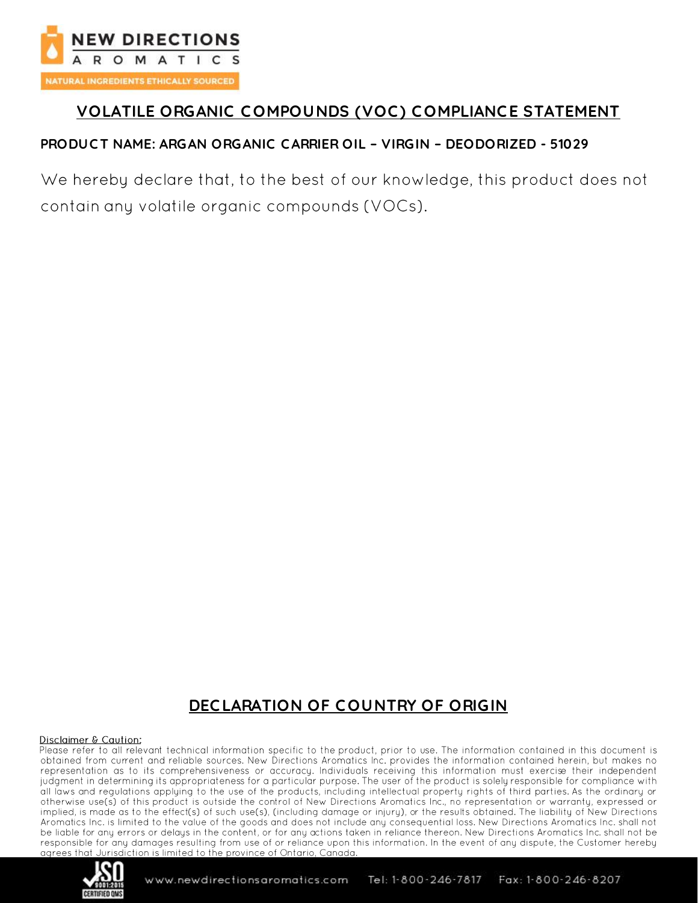## VOLATILE ORGANIC COMPOUNDS (VOC) COMPLIANCE STATEMENT

**PRODUCT NAME: ARGAN ORGANIC CARRIER OIL – VIRGIN – DEODORIZED - 51029**

We hereby declare that, to the best of our knowledge, this product does not contain any volatile organic compounds (VOCs).

## DECLARATION OF COUNTRY OF ORIGIN

Disclaimer & Caution:

Please refer to all relevant technical information specific to the product, prior to use. The information contained in this document is obtained from current and reliable sources. New Directions Aromatics Inc. provides the information contained herein, but makes no representation as to its comprehensiveness or accuracy. Individuals receiving this information must exercise their independent judgment in determining its appropriateness for a particular purpose. The user of the product is solely responsible for compliance with all laws and regulations applying to the use of the products, including intellectual property rights of third parties. As the ordinary or otherwise use(s) of this product is outside the control of New Directions Aromatics Inc., no representation or warranty, expressed or implied, is made as to the effect(s) of such use(s), (including damage or injury), or the results obtained. The liability of New Directions Aromatics Inc. is limited to the value of the goods and does not include any consequential loss. New Directions Aromatics Inc. shall not be liable for any errors or delays in the content, or for any actions taken in reliance thereon. New Directions Aromatics Inc. shall not be responsible for any damages resulting from use of or reliance upon this information. In the event of any dispute, the Customer hereby agrees that Jurisdiction is limited to the province of Ontario, Canada.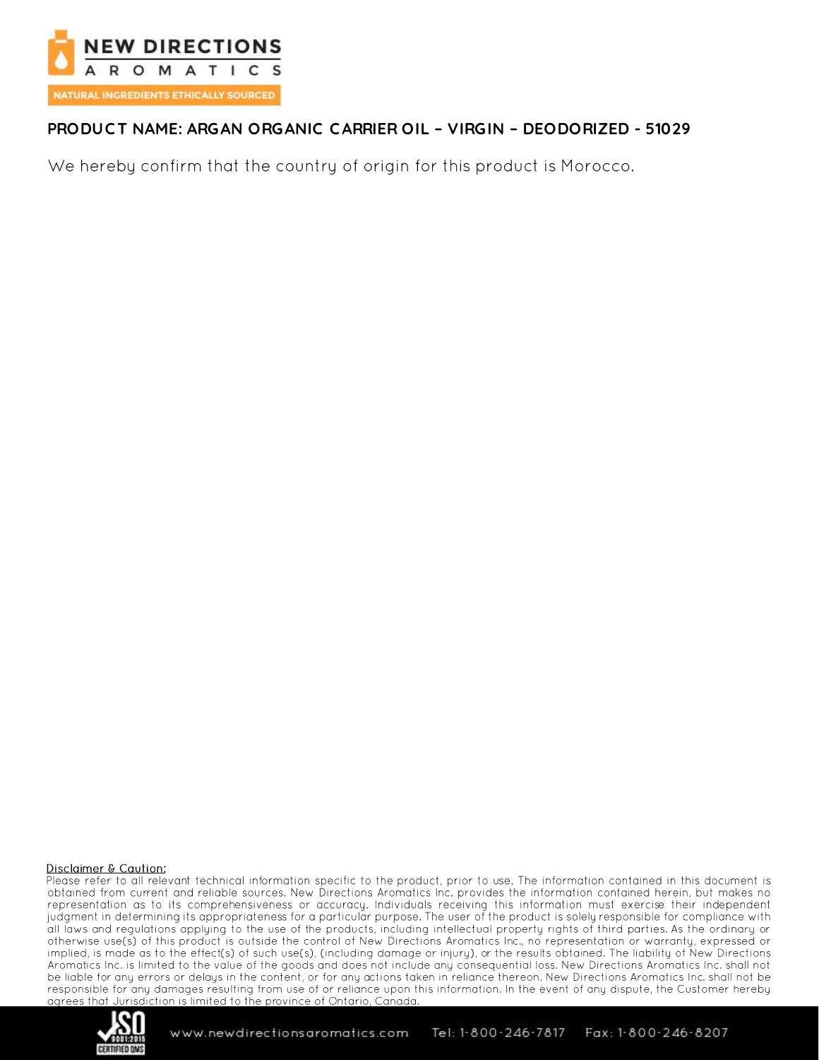**PRODUCT NAME: ARGAN ORGANIC CARRIER OIL – VIRGIN – DEODORIZED - 51029**

We hereby confirm that the country of origin for this product is Morocco.

Disclaimer & Caution:

Please refer to all relevant technical information specific to the product, prior to use. The information contained in this document is obtained from current and reliable sources. New Directions Aromatics Inc. provides the information contained herein, but makes no representation as to its comprehensiveness or accuracy. Individuals receiving this information must exercise their independent judgment in determining its appropriateness for a particular purpose. The user of the product is solely responsible for compliance with all laws and regulations applying to the use of the products, including intellectual property rights of third parties. As the ordinary or otherwise use(s) of this product is outside the control of New Directions Aromatics Inc., no representation or warranty, expressed or implied, is made as to the effect(s) of such use(s), (including damage or injury), or the results obtained. The liability of New Directions Aromatics Inc. is limited to the value of the goods and does not include any consequential loss. New Directions Aromatics Inc. shall not be liable for any errors or delays in the content, or for any actions taken in reliance thereon. New Directions Aromatics Inc. shall not be responsible for any damages resulting from use of or reliance upon this information. In the event of any dispute, the Customer hereby agrees that Jurisdiction is limited to the province of Ontario, Canada.